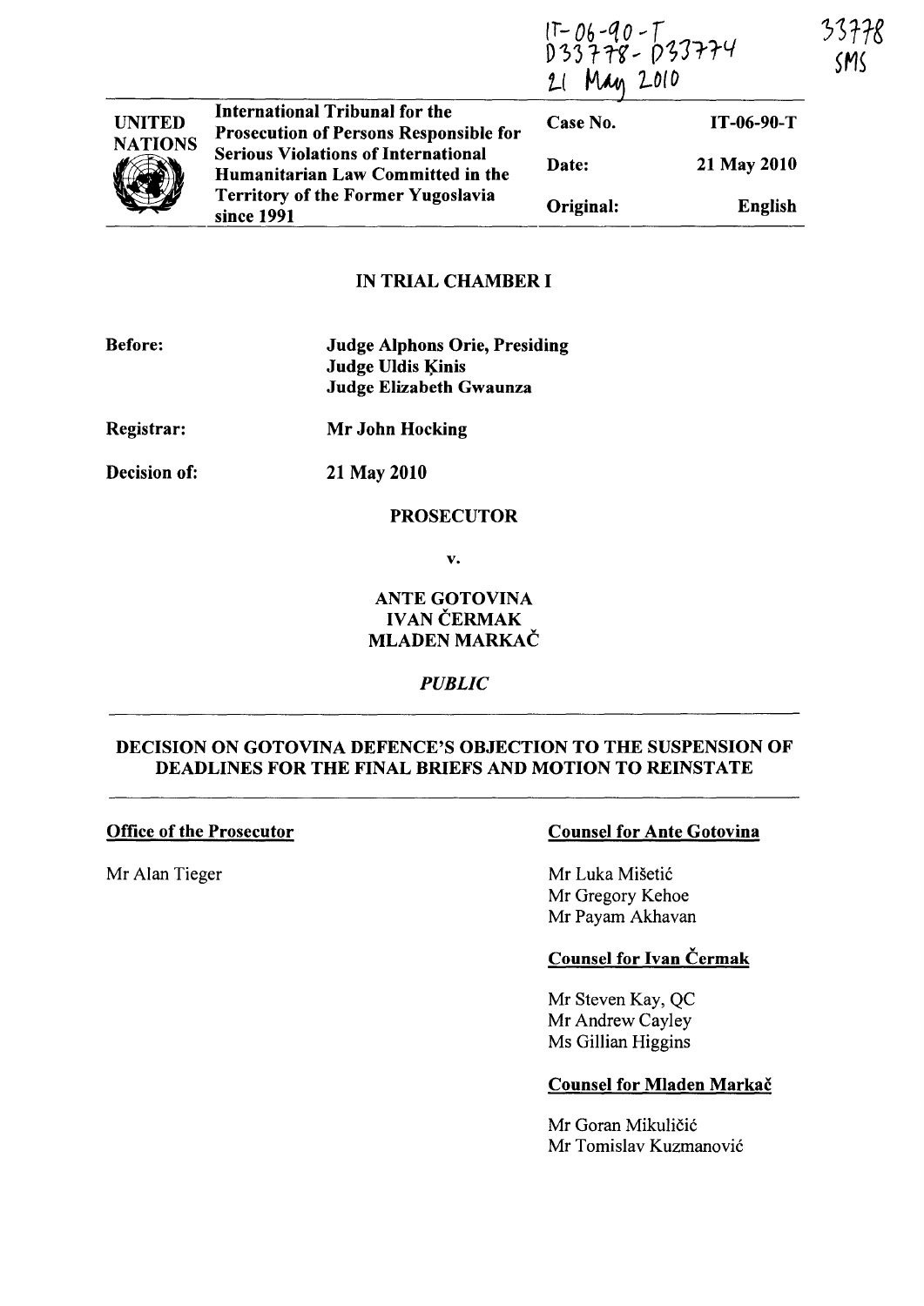IT-06-90-T
D33778 - D33774
21 May 2010

33778
SMS

| UNITED NATIONS | International Tribunal for the Prosecution of Persons Responsible for Serious Violations of International Humanitarian Law Committed in the Territory of the Former Yugoslavia since 1991 | Case No. | IT-06-90-T |
|---|---|---|---|
| | | Date: | 21 May 2010 |
| | | Original: | English |

## IN TRIAL CHAMBER I

**Before:** **Judge Alphons Orie, Presiding**
**Judge Uldis Ķinis**
**Judge Elizabeth Gwaunza**

**Registrar:** **Mr John Hocking**

**Decision of:** **21 May 2010**

**PROSECUTOR**

**v.**

**ANTE GOTOVINA**
**IVAN ČERMAK**
**MLADEN MARKAČ**

***PUBLIC***

## DECISION ON GOTOVINA DEFENCE'S OBJECTION TO THE SUSPENSION OF DEADLINES FOR THE FINAL BRIEFS AND MOTION TO REINSTATE

**Office of the Prosecutor**

Mr Alan Tieger

**Counsel for Ante Gotovina**

Mr Luka Mišetić
Mr Gregory Kehoe
Mr Payam Akhavan

**Counsel for Ivan Čermak**

Mr Steven Kay, QC
Mr Andrew Cayley
Ms Gillian Higgins

**Counsel for Mladen Markač**

Mr Goran Mikuličić
Mr Tomislav Kuzmanović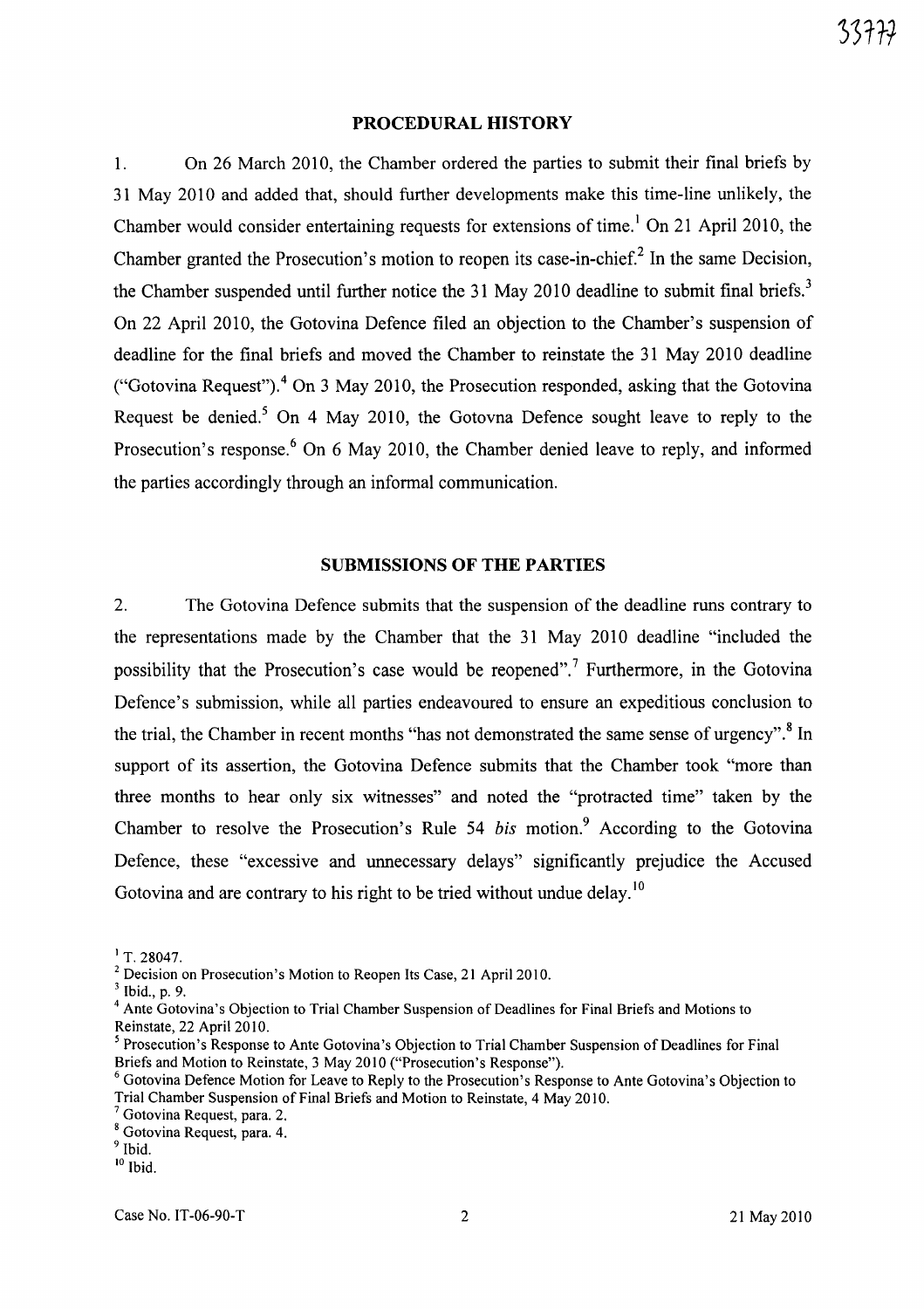## PROCEDURAL HISTORY

1. On 26 March 2010, the Chamber ordered the parties to submit their final briefs by 31 May 2010 and added that, should further developments make this time-line unlikely, the Chamber would consider entertaining requests for extensions of time.[1] On 21 April 2010, the Chamber granted the Prosecution's motion to reopen its case-in-chief.[2] In the same Decision, the Chamber suspended until further notice the 31 May 2010 deadline to submit final briefs.[3] On 22 April 2010, the Gotovina Defence filed an objection to the Chamber's suspension of deadline for the final briefs and moved the Chamber to reinstate the 31 May 2010 deadline ("Gotovina Request").[4] On 3 May 2010, the Prosecution responded, asking that the Gotovina Request be denied.[5] On 4 May 2010, the Gotovna Defence sought leave to reply to the Prosecution's response.[6] On 6 May 2010, the Chamber denied leave to reply, and informed the parties accordingly through an informal communication.

## SUBMISSIONS OF THE PARTIES

2. The Gotovina Defence submits that the suspension of the deadline runs contrary to the representations made by the Chamber that the 31 May 2010 deadline "included the possibility that the Prosecution's case would be reopened".[7] Furthermore, in the Gotovina Defence's submission, while all parties endeavoured to ensure an expeditious conclusion to the trial, the Chamber in recent months "has not demonstrated the same sense of urgency".[8] In support of its assertion, the Gotovina Defence submits that the Chamber took "more than three months to hear only six witnesses" and noted the "protracted time" taken by the Chamber to resolve the Prosecution's Rule 54 *bis* motion.[9] According to the Gotovina Defence, these "excessive and unnecessary delays" significantly prejudice the Accused Gotovina and are contrary to his right to be tried without undue delay.[10]

[1] T. 28047.

[2] Decision on Prosecution's Motion to Reopen Its Case, 21 April 2010.

[3] Ibid., p. 9.

[4] Ante Gotovina's Objection to Trial Chamber Suspension of Deadlines for Final Briefs and Motions to Reinstate, 22 April 2010.

[5] Prosecution's Response to Ante Gotovina's Objection to Trial Chamber Suspension of Deadlines for Final Briefs and Motion to Reinstate, 3 May 2010 ("Prosecution's Response").

[6] Gotovina Defence Motion for Leave to Reply to the Prosecution's Response to Ante Gotovina's Objection to Trial Chamber Suspension of Final Briefs and Motion to Reinstate, 4 May 2010.

[7] Gotovina Request, para. 2.

[8] Gotovina Request, para. 4.

[9] Ibid.

[10] Ibid.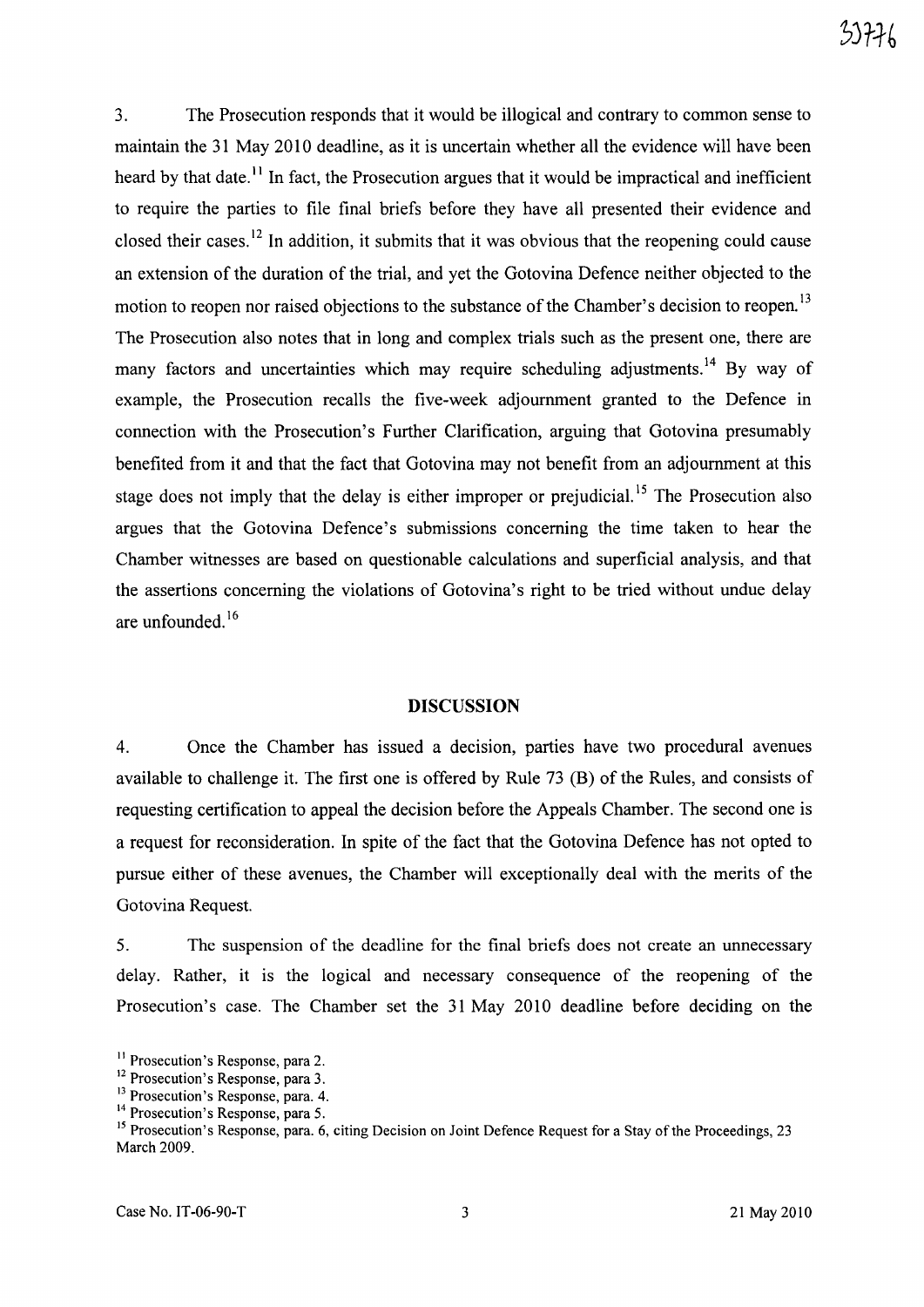3. The Prosecution responds that it would be illogical and contrary to common sense to maintain the 31 May 2010 deadline, as it is uncertain whether all the evidence will have been heard by that date.[11] In fact, the Prosecution argues that it would be impractical and inefficient to require the parties to file final briefs before they have all presented their evidence and closed their cases.[12] In addition, it submits that it was obvious that the reopening could cause an extension of the duration of the trial, and yet the Gotovina Defence neither objected to the motion to reopen nor raised objections to the substance of the Chamber's decision to reopen.[13] The Prosecution also notes that in long and complex trials such as the present one, there are many factors and uncertainties which may require scheduling adjustments.[14] By way of example, the Prosecution recalls the five-week adjournment granted to the Defence in connection with the Prosecution's Further Clarification, arguing that Gotovina presumably benefited from it and that the fact that Gotovina may not benefit from an adjournment at this stage does not imply that the delay is either improper or prejudicial.[15] The Prosecution also argues that the Gotovina Defence's submissions concerning the time taken to hear the Chamber witnesses are based on questionable calculations and superficial analysis, and that the assertions concerning the violations of Gotovina's right to be tried without undue delay are unfounded.[16]

## DISCUSSION

4. Once the Chamber has issued a decision, parties have two procedural avenues available to challenge it. The first one is offered by Rule 73 (B) of the Rules, and consists of requesting certification to appeal the decision before the Appeals Chamber. The second one is a request for reconsideration. In spite of the fact that the Gotovina Defence has not opted to pursue either of these avenues, the Chamber will exceptionally deal with the merits of the Gotovina Request.

5. The suspension of the deadline for the final briefs does not create an unnecessary delay. Rather, it is the logical and necessary consequence of the reopening of the Prosecution's case. The Chamber set the 31 May 2010 deadline before deciding on the

---

[11] Prosecution's Response, para 2.

[12] Prosecution's Response, para 3.

[13] Prosecution's Response, para. 4.

[14] Prosecution's Response, para 5.

[15] Prosecution's Response, para. 6, citing Decision on Joint Defence Request for a Stay of the Proceedings, 23 March 2009.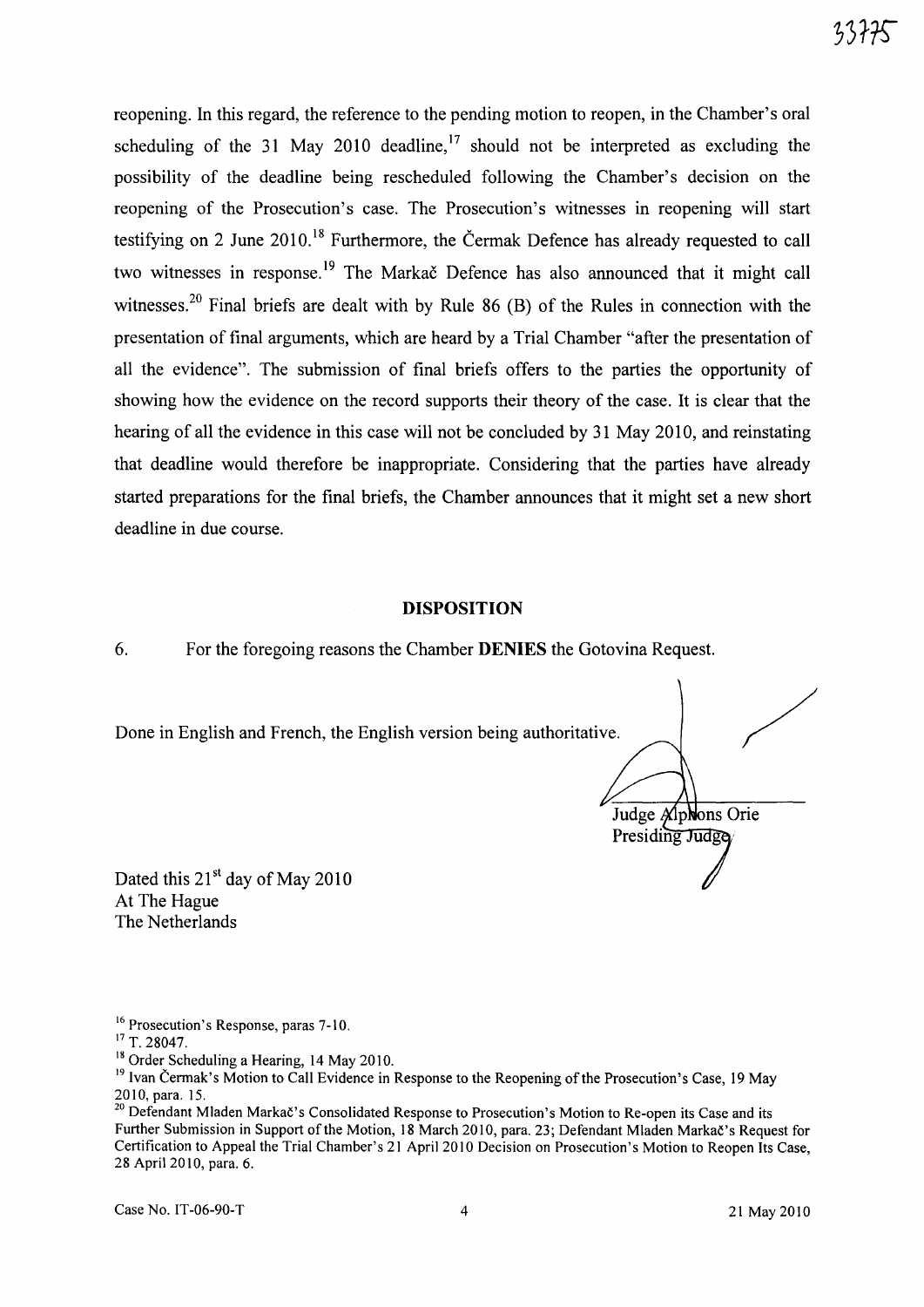reopening. In this regard, the reference to the pending motion to reopen, in the Chamber's oral scheduling of the 31 May 2010 deadline,[17] should not be interpreted as excluding the possibility of the deadline being rescheduled following the Chamber's decision on the reopening of the Prosecution's case. The Prosecution's witnesses in reopening will start testifying on 2 June 2010.[18] Furthermore, the Čermak Defence has already requested to call two witnesses in response.[19] The Markač Defence has also announced that it might call witnesses.[20] Final briefs are dealt with by Rule 86 (B) of the Rules in connection with the presentation of final arguments, which are heard by a Trial Chamber "after the presentation of all the evidence". The submission of final briefs offers to the parties the opportunity of showing how the evidence on the record supports their theory of the case. It is clear that the hearing of all the evidence in this case will not be concluded by 31 May 2010, and reinstating that deadline would therefore be inappropriate. Considering that the parties have already started preparations for the final briefs, the Chamber announces that it might set a new short deadline in due course.

## DISPOSITION

6. For the foregoing reasons the Chamber **DENIES** the Gotovina Request.

Done in English and French, the English version being authoritative.

Judge Alphons Orie
Presiding Judge

Dated this 21st day of May 2010
At The Hague
The Netherlands

[16] Prosecution's Response, paras 7-10.

[17] T. 28047.

[18] Order Scheduling a Hearing, 14 May 2010.

[19] Ivan Čermak's Motion to Call Evidence in Response to the Reopening of the Prosecution's Case, 19 May 2010, para. 15.

[20] Defendant Mladen Markač's Consolidated Response to Prosecution's Motion to Re-open its Case and its Further Submission in Support of the Motion, 18 March 2010, para. 23; Defendant Mladen Markač's Request for Certification to Appeal the Trial Chamber's 21 April 2010 Decision on Prosecution's Motion to Reopen Its Case, 28 April 2010, para. 6.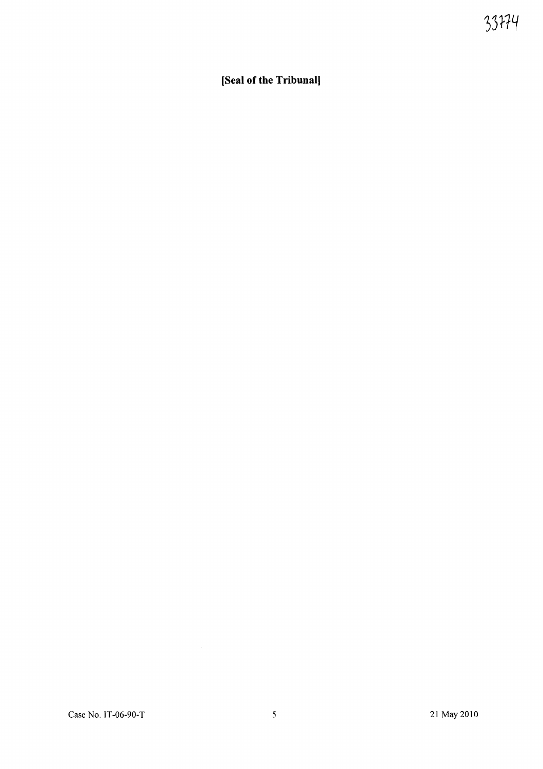**[Seal of the Tribunal]**